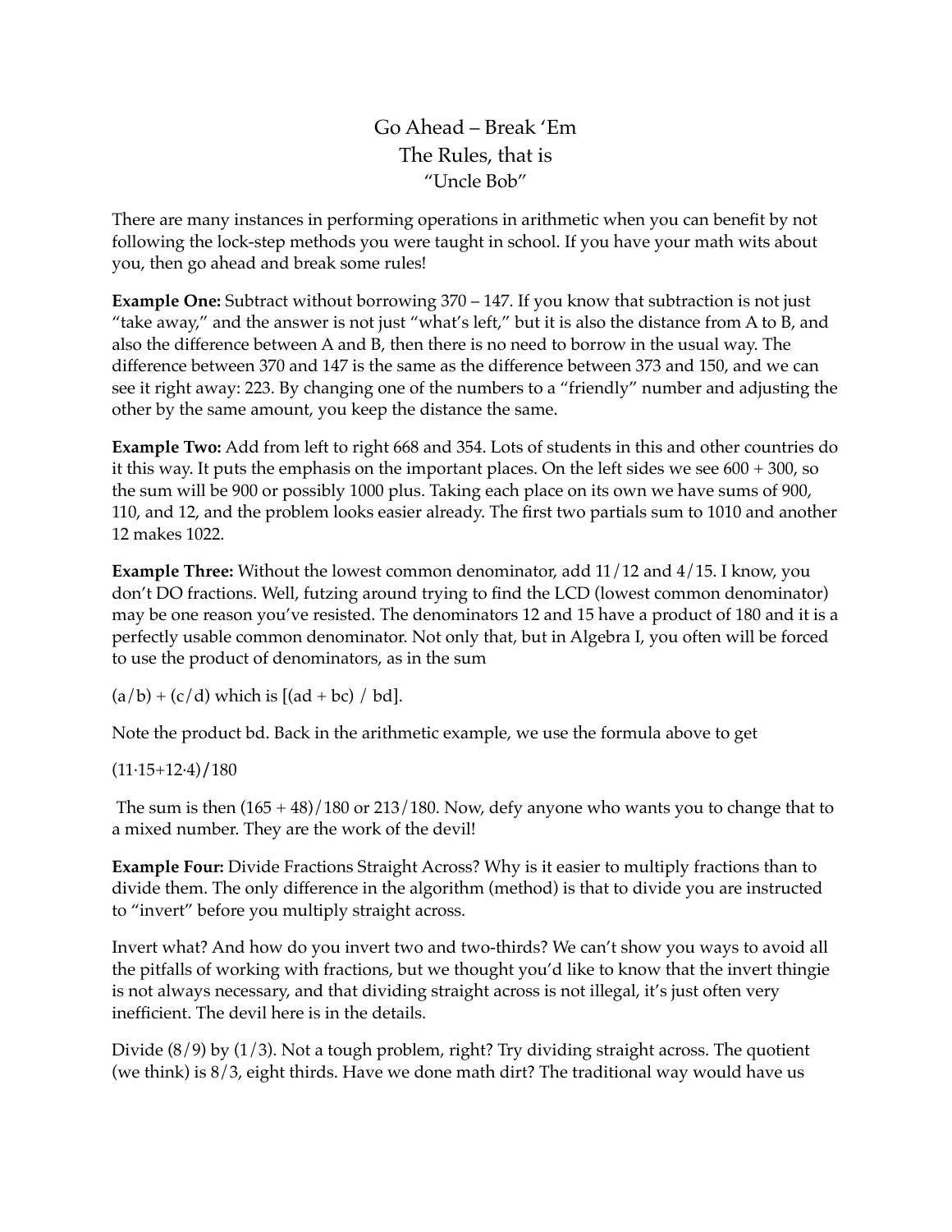# Go Ahead – Break 'Em

## The Rules, that is

### "Uncle Bob"

There are many instances in performing operations in arithmetic when you can benefit by not following the lock-step methods you were taught in school. If you have your math wits about you, then go ahead and break some rules!

**Example One:** Subtract without borrowing 370 – 147. If you know that subtraction is not just "take away," and the answer is not just "what's left," but it is also the distance from A to B, and also the difference between A and B, then there is no need to borrow in the usual way. The difference between 370 and 147 is the same as the difference between 373 and 150, and we can see it right away: 223. By changing one of the numbers to a "friendly" number and adjusting the other by the same amount, you keep the distance the same.

**Example Two:** Add from left to right 668 and 354. Lots of students in this and other countries do it this way. It puts the emphasis on the important places. On the left sides we see 600 + 300, so the sum will be 900 or possibly 1000 plus. Taking each place on its own we have sums of 900, 110, and 12, and the problem looks easier already. The first two partials sum to 1010 and another 12 makes 1022.

**Example Three:** Without the lowest common denominator, add 11/12 and 4/15. I know, you don't DO fractions. Well, futzing around trying to find the LCD (lowest common denominator) may be one reason you've resisted. The denominators 12 and 15 have a product of 180 and it is a perfectly usable common denominator. Not only that, but in Algebra I, you often will be forced to use the product of denominators, as in the sum

$(a/b) + (c/d)$ which is $[(ad + bc) / bd]$.

Note the product bd. Back in the arithmetic example, we use the formula above to get

$(11 \cdot 15 + 12 \cdot 4)/180$

The sum is then (165 + 48)/180 or 213/180. Now, defy anyone who wants you to change that to a mixed number. They are the work of the devil!

**Example Four:** Divide Fractions Straight Across? Why is it easier to multiply fractions than to divide them. The only difference in the algorithm (method) is that to divide you are instructed to "invert" before you multiply straight across.

Invert what? And how do you invert two and two-thirds? We can't show you ways to avoid all the pitfalls of working with fractions, but we thought you'd like to know that the invert thingie is not always necessary, and that dividing straight across is not illegal, it's just often very inefficient. The devil here is in the details.

Divide (8/9) by (1/3). Not a tough problem, right? Try dividing straight across. The quotient (we think) is 8/3, eight thirds. Have we done math dirt? The traditional way would have us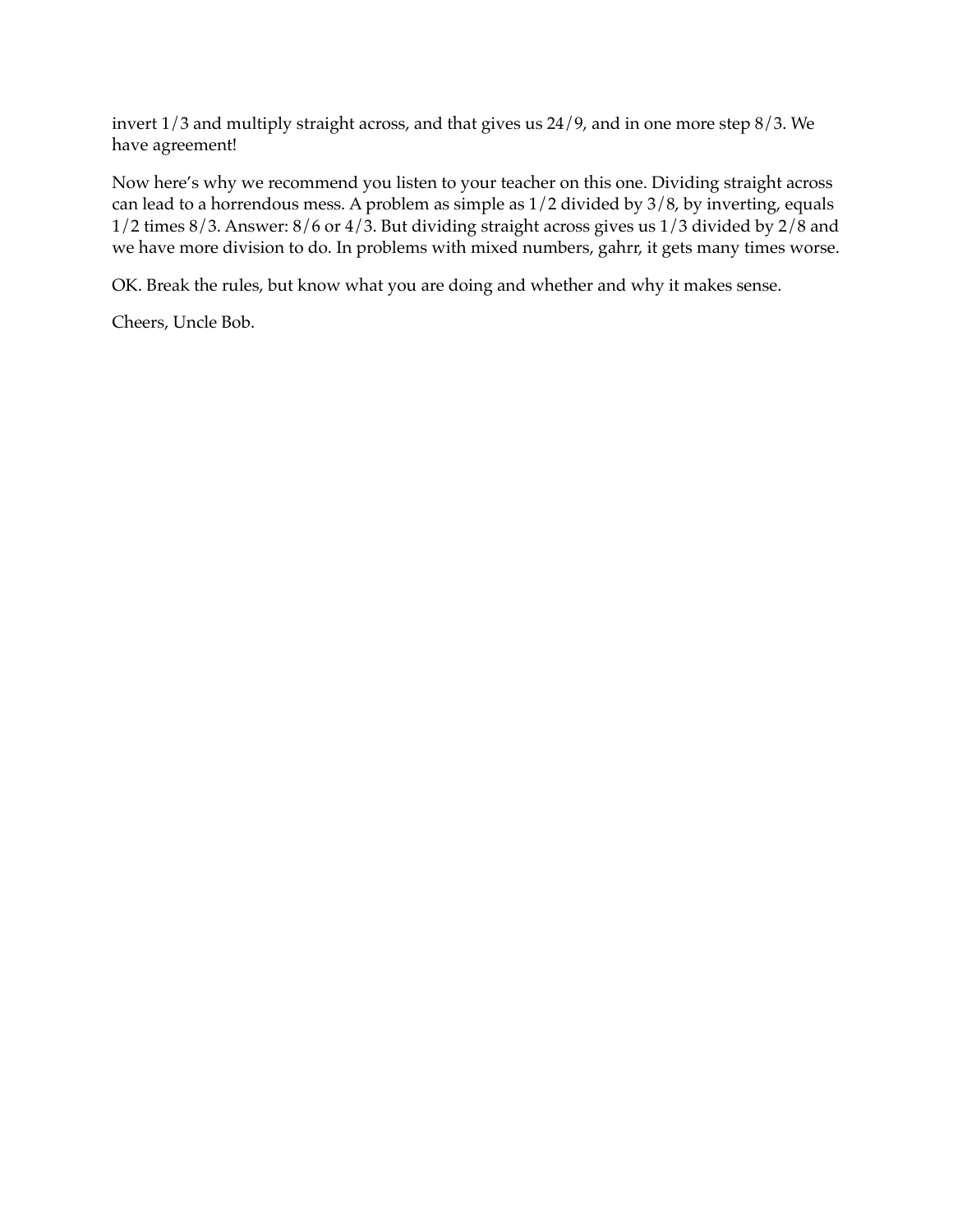invert $1/3$ and multiply straight across, and that gives us $24/9$, and in one more step $8/3$. We have agreement!

Now here's why we recommend you listen to your teacher on this one. Dividing straight across can lead to a horrendous mess. A problem as simple as $1/2$ divided by $3/8$, by inverting, equals $1/2$ times $8/3$. Answer: $8/6$ or $4/3$. But dividing straight across gives us $1/3$ divided by $2/8$ and we have more division to do. In problems with mixed numbers, gahrr, it gets many times worse.

OK. Break the rules, but know what you are doing and whether and why it makes sense.

Cheers, Uncle Bob.